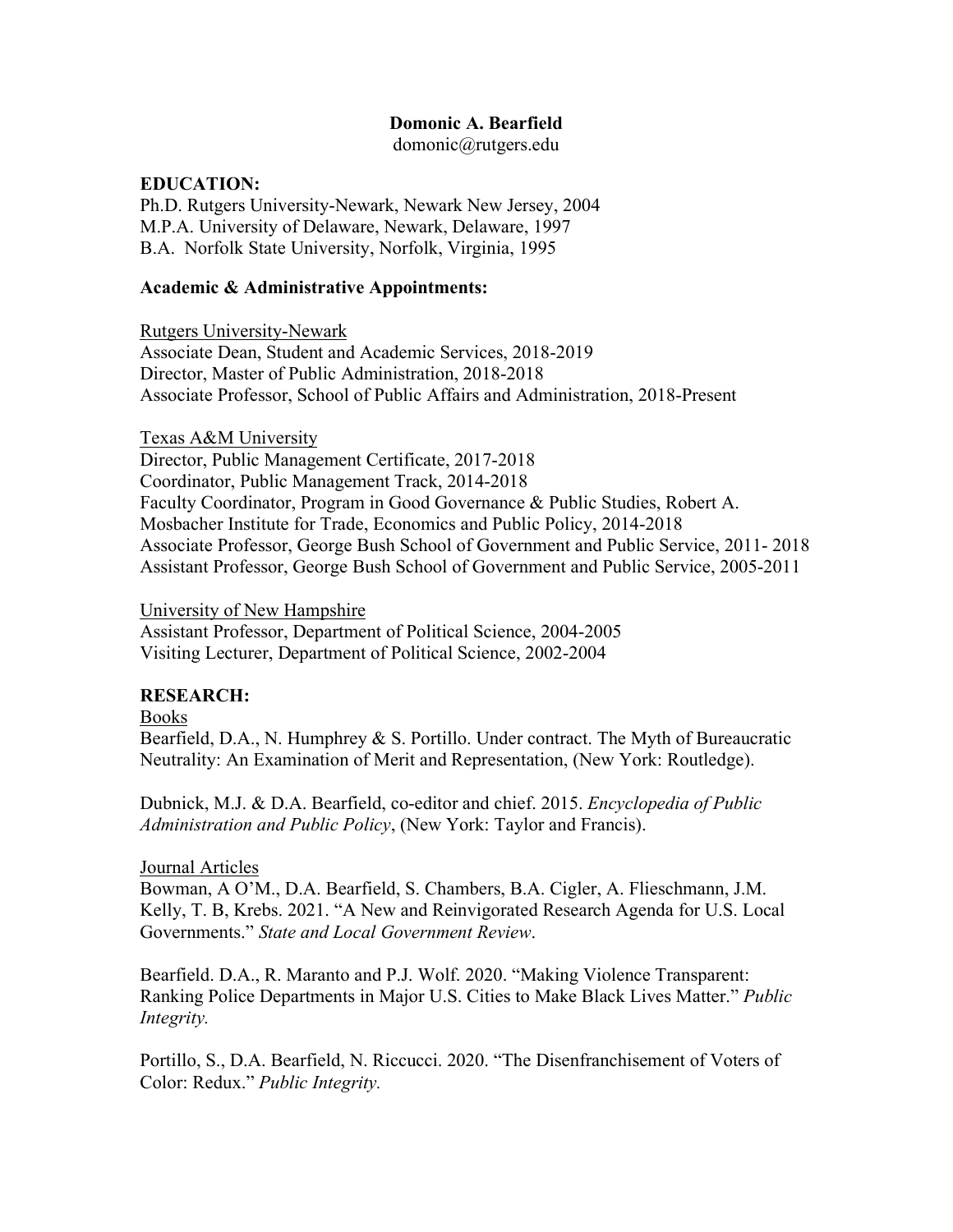# Domonic A. Bearfield

domonic@rutgers.edu

## EDUCATION:

Ph.D. Rutgers University-Newark, Newark New Jersey, 2004
M.P.A. University of Delaware, Newark, Delaware, 1997
B.A. Norfolk State University, Norfolk, Virginia, 1995

## Academic & Administrative Appointments:

Rutgers University-Newark
Associate Dean, Student and Academic Services, 2018-2019
Director, Master of Public Administration, 2018-2018
Associate Professor, School of Public Affairs and Administration, 2018-Present

Texas A&M University
Director, Public Management Certificate, 2017-2018
Coordinator, Public Management Track, 2014-2018
Faculty Coordinator, Program in Good Governance & Public Studies, Robert A. Mosbacher Institute for Trade, Economics and Public Policy, 2014-2018
Associate Professor, George Bush School of Government and Public Service, 2011- 2018
Assistant Professor, George Bush School of Government and Public Service, 2005-2011

University of New Hampshire
Assistant Professor, Department of Political Science, 2004-2005
Visiting Lecturer, Department of Political Science, 2002-2004

## RESEARCH:

Books

Bearfield, D.A., N. Humphrey & S. Portillo. Under contract. The Myth of Bureaucratic Neutrality: An Examination of Merit and Representation, (New York: Routledge).

Dubnick, M.J. & D.A. Bearfield, co-editor and chief. 2015. *Encyclopedia of Public Administration and Public Policy*, (New York: Taylor and Francis).

Journal Articles

Bowman, A O'M., D.A. Bearfield, S. Chambers, B.A. Cigler, A. Flieschmann, J.M. Kelly, T. B, Krebs. 2021. "A New and Reinvigorated Research Agenda for U.S. Local Governments." *State and Local Government Review*.

Bearfield. D.A., R. Maranto and P.J. Wolf. 2020. "Making Violence Transparent: Ranking Police Departments in Major U.S. Cities to Make Black Lives Matter." *Public Integrity.*

Portillo, S., D.A. Bearfield, N. Riccucci. 2020. "The Disenfranchisement of Voters of Color: Redux." *Public Integrity.*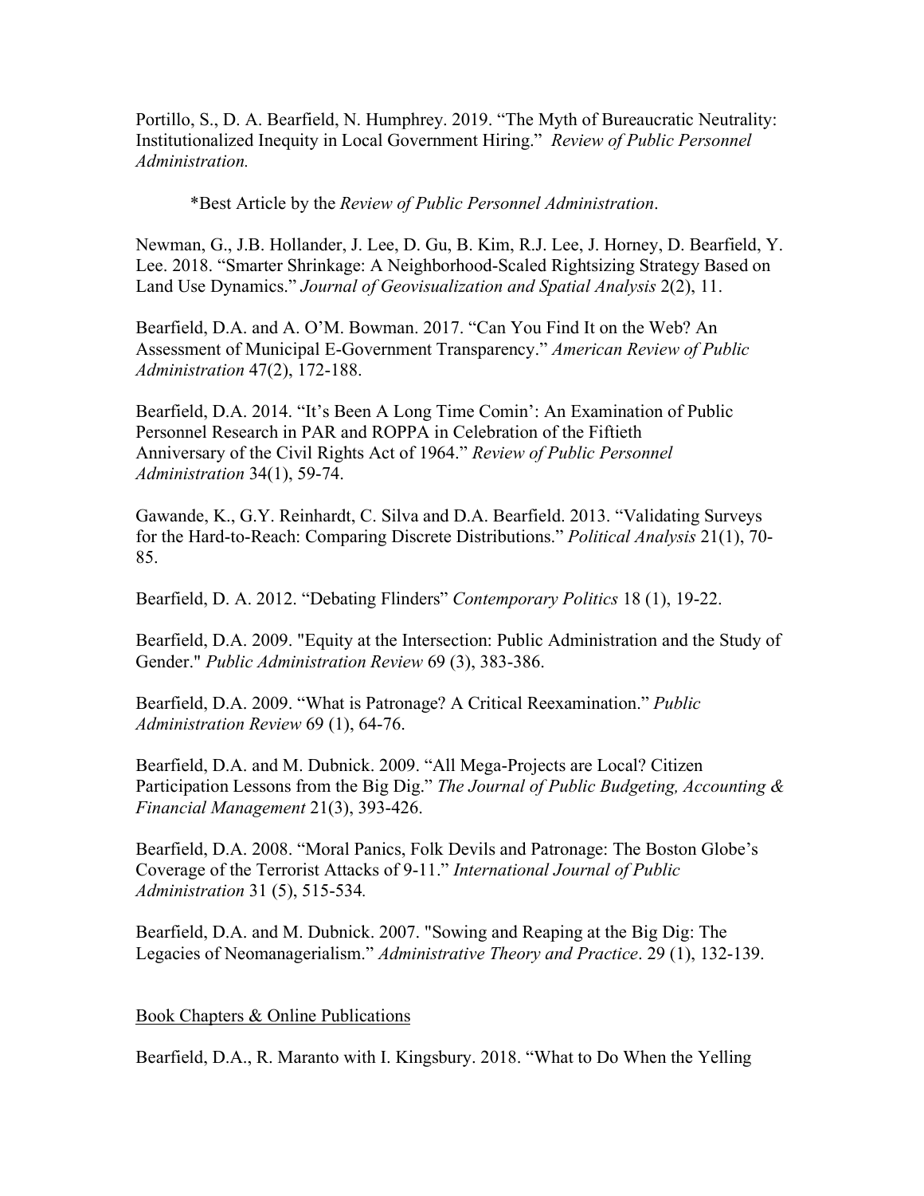Portillo, S., D. A. Bearfield, N. Humphrey. 2019. "The Myth of Bureaucratic Neutrality: Institutionalized Inequity in Local Government Hiring." *Review of Public Personnel Administration.*

*Best Article by the *Review of Public Personnel Administration*.

Newman, G., J.B. Hollander, J. Lee, D. Gu, B. Kim, R.J. Lee, J. Horney, D. Bearfield, Y. Lee. 2018. "Smarter Shrinkage: A Neighborhood-Scaled Rightsizing Strategy Based on Land Use Dynamics." *Journal of Geovisualization and Spatial Analysis* 2(2), 11.

Bearfield, D.A. and A. O'M. Bowman. 2017. "Can You Find It on the Web? An Assessment of Municipal E-Government Transparency." *American Review of Public Administration* 47(2), 172-188.

Bearfield, D.A. 2014. "It's Been A Long Time Comin': An Examination of Public Personnel Research in PAR and ROPPA in Celebration of the Fiftieth Anniversary of the Civil Rights Act of 1964." *Review of Public Personnel Administration* 34(1), 59-74.

Gawande, K., G.Y. Reinhardt, C. Silva and D.A. Bearfield. 2013. "Validating Surveys for the Hard-to-Reach: Comparing Discrete Distributions." *Political Analysis* 21(1), 70-85.

Bearfield, D. A. 2012. "Debating Flinders" *Contemporary Politics* 18 (1), 19-22.

Bearfield, D.A. 2009. "Equity at the Intersection: Public Administration and the Study of Gender." *Public Administration Review* 69 (3), 383-386.

Bearfield, D.A. 2009. "What is Patronage? A Critical Reexamination." *Public Administration Review* 69 (1), 64-76.

Bearfield, D.A. and M. Dubnick. 2009. "All Mega-Projects are Local? Citizen Participation Lessons from the Big Dig." *The Journal of Public Budgeting, Accounting & Financial Management* 21(3), 393-426.

Bearfield, D.A. 2008. "Moral Panics, Folk Devils and Patronage: The Boston Globe's Coverage of the Terrorist Attacks of 9-11." *International Journal of Public Administration* 31 (5), 515-534.

Bearfield, D.A. and M. Dubnick. 2007. "Sowing and Reaping at the Big Dig: The Legacies of Neomanagerialism." *Administrative Theory and Practice*. 29 (1), 132-139.

## Book Chapters & Online Publications

Bearfield, D.A., R. Maranto with I. Kingsbury. 2018. "What to Do When the Yelling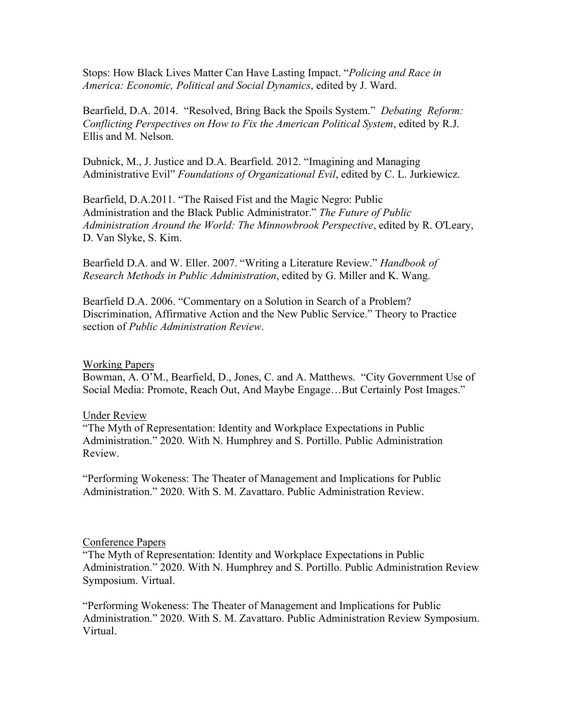Stops: How Black Lives Matter Can Have Lasting Impact. "*Policing and Race in America: Economic, Political and Social Dynamics*, edited by J. Ward.

Bearfield, D.A. 2014. "Resolved, Bring Back the Spoils System." *Debating Reform: Conflicting Perspectives on How to Fix the American Political System*, edited by R.J. Ellis and M. Nelson.

Dubnick, M., J. Justice and D.A. Bearfield. 2012. "Imagining and Managing Administrative Evil" *Foundations of Organizational Evil*, edited by C. L. Jurkiewicz.

Bearfield, D.A.2011. "The Raised Fist and the Magic Negro: Public Administration and the Black Public Administrator." *The Future of Public Administration Around the World: The Minnowbrook Perspective*, edited by R. O'Leary, D. Van Slyke, S. Kim.

Bearfield D.A. and W. Eller. 2007. "Writing a Literature Review." *Handbook of Research Methods in Public Administration*, edited by G. Miller and K. Wang.

Bearfield D.A. 2006. "Commentary on a Solution in Search of a Problem? Discrimination, Affirmative Action and the New Public Service." Theory to Practice section of *Public Administration Review*.

<u>Working Papers</u>

Bowman, A. O'M., Bearfield, D., Jones, C. and A. Matthews. "City Government Use of Social Media: Promote, Reach Out, And Maybe Engage…But Certainly Post Images."

<u>Under Review</u>

"The Myth of Representation: Identity and Workplace Expectations in Public Administration." 2020. With N. Humphrey and S. Portillo. Public Administration Review.

"Performing Wokeness: The Theater of Management and Implications for Public Administration." 2020. With S. M. Zavattaro. Public Administration Review.

<u>Conference Papers</u>

"The Myth of Representation: Identity and Workplace Expectations in Public Administration." 2020. With N. Humphrey and S. Portillo. Public Administration Review Symposium. Virtual.

"Performing Wokeness: The Theater of Management and Implications for Public Administration." 2020. With S. M. Zavattaro. Public Administration Review Symposium. Virtual.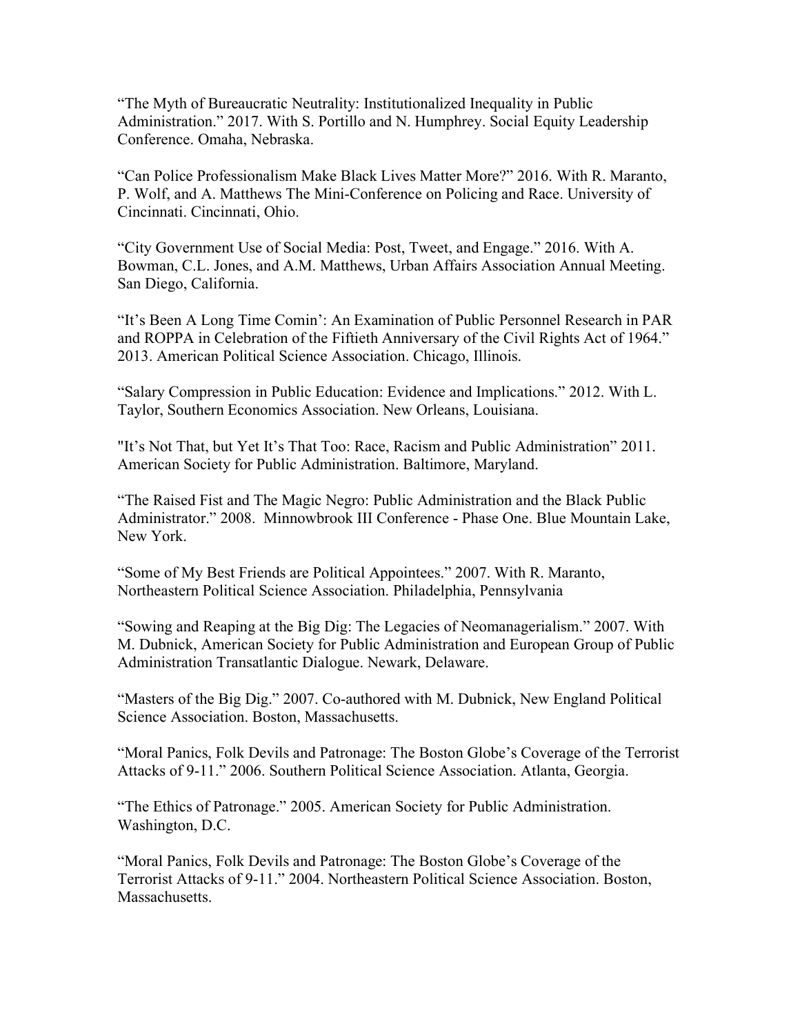"The Myth of Bureaucratic Neutrality: Institutionalized Inequality in Public Administration." 2017. With S. Portillo and N. Humphrey. Social Equity Leadership Conference. Omaha, Nebraska.

"Can Police Professionalism Make Black Lives Matter More?" 2016. With R. Maranto, P. Wolf, and A. Matthews The Mini-Conference on Policing and Race. University of Cincinnati. Cincinnati, Ohio.

"City Government Use of Social Media: Post, Tweet, and Engage." 2016. With A. Bowman, C.L. Jones, and A.M. Matthews, Urban Affairs Association Annual Meeting. San Diego, California.

"It's Been A Long Time Comin': An Examination of Public Personnel Research in PAR and ROPPA in Celebration of the Fiftieth Anniversary of the Civil Rights Act of 1964." 2013. American Political Science Association. Chicago, Illinois.

"Salary Compression in Public Education: Evidence and Implications." 2012. With L. Taylor, Southern Economics Association. New Orleans, Louisiana.

"It's Not That, but Yet It's That Too: Race, Racism and Public Administration" 2011. American Society for Public Administration. Baltimore, Maryland.

"The Raised Fist and The Magic Negro: Public Administration and the Black Public Administrator." 2008. Minnowbrook III Conference - Phase One. Blue Mountain Lake, New York.

"Some of My Best Friends are Political Appointees." 2007. With R. Maranto, Northeastern Political Science Association. Philadelphia, Pennsylvania

"Sowing and Reaping at the Big Dig: The Legacies of Neomanagerialism." 2007. With M. Dubnick, American Society for Public Administration and European Group of Public Administration Transatlantic Dialogue. Newark, Delaware.

"Masters of the Big Dig." 2007. Co-authored with M. Dubnick, New England Political Science Association. Boston, Massachusetts.

"Moral Panics, Folk Devils and Patronage: The Boston Globe's Coverage of the Terrorist Attacks of 9-11." 2006. Southern Political Science Association. Atlanta, Georgia.

"The Ethics of Patronage." 2005. American Society for Public Administration. Washington, D.C.

"Moral Panics, Folk Devils and Patronage: The Boston Globe's Coverage of the Terrorist Attacks of 9-11." 2004. Northeastern Political Science Association. Boston, Massachusetts.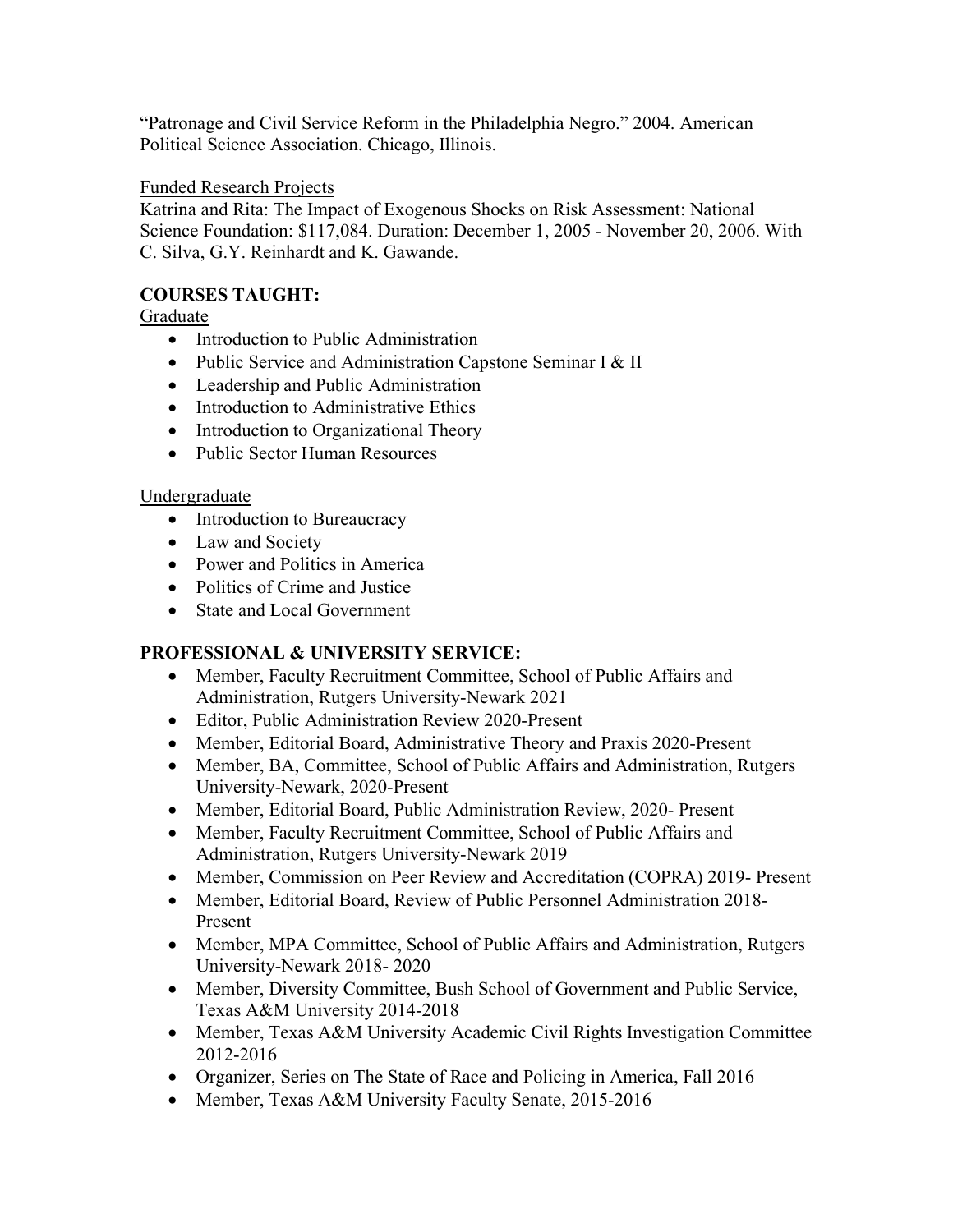"Patronage and Civil Service Reform in the Philadelphia Negro." 2004. American Political Science Association. Chicago, Illinois.

<u>Funded Research Projects</u>

Katrina and Rita: The Impact of Exogenous Shocks on Risk Assessment: National Science Foundation: $117,084. Duration: December 1, 2005 - November 20, 2006. With C. Silva, G.Y. Reinhardt and K. Gawande.

## COURSES TAUGHT:

<u>Graduate</u>

- Introduction to Public Administration
- Public Service and Administration Capstone Seminar I & II
- Leadership and Public Administration
- Introduction to Administrative Ethics
- Introduction to Organizational Theory
- Public Sector Human Resources

<u>Undergraduate</u>

- Introduction to Bureaucracy
- Law and Society
- Power and Politics in America
- Politics of Crime and Justice
- State and Local Government

## PROFESSIONAL & UNIVERSITY SERVICE:

- Member, Faculty Recruitment Committee, School of Public Affairs and Administration, Rutgers University-Newark 2021
- Editor, Public Administration Review 2020-Present
- Member, Editorial Board, Administrative Theory and Praxis 2020-Present
- Member, BA, Committee, School of Public Affairs and Administration, Rutgers University-Newark, 2020-Present
- Member, Editorial Board, Public Administration Review, 2020- Present
- Member, Faculty Recruitment Committee, School of Public Affairs and Administration, Rutgers University-Newark 2019
- Member, Commission on Peer Review and Accreditation (COPRA) 2019- Present
- Member, Editorial Board, Review of Public Personnel Administration 2018-Present
- Member, MPA Committee, School of Public Affairs and Administration, Rutgers University-Newark 2018- 2020
- Member, Diversity Committee, Bush School of Government and Public Service, Texas A&M University 2014-2018
- Member, Texas A&M University Academic Civil Rights Investigation Committee 2012-2016
- Organizer, Series on The State of Race and Policing in America, Fall 2016
- Member, Texas A&M University Faculty Senate, 2015-2016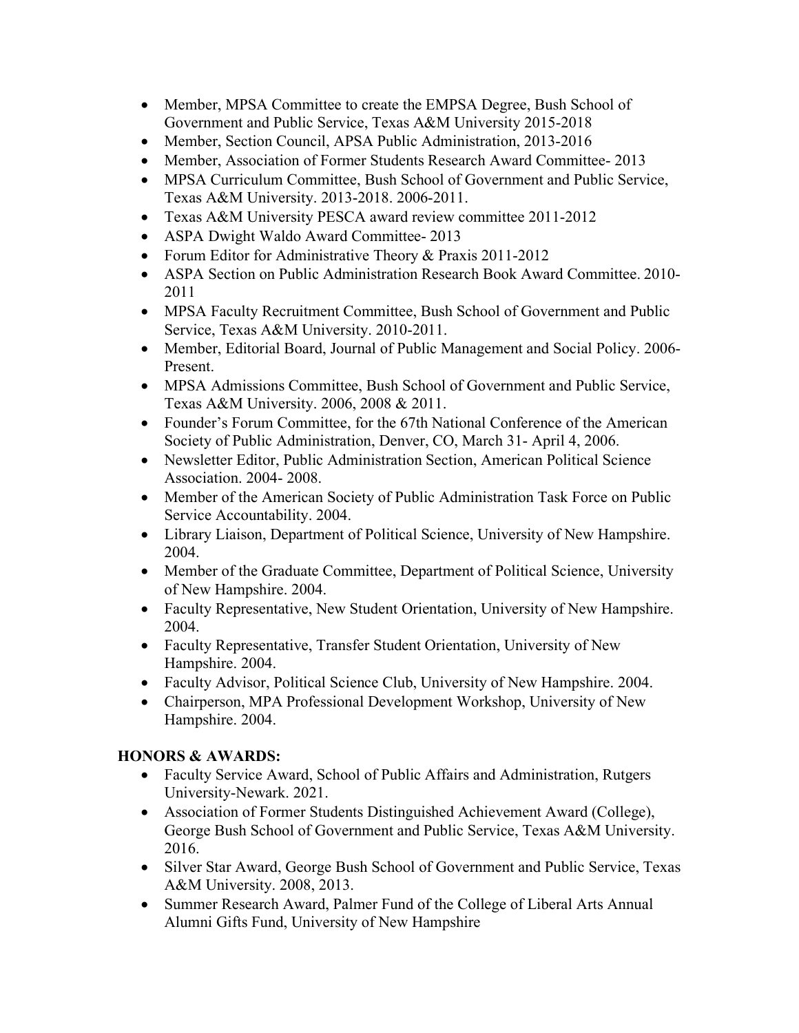- Member, MPSA Committee to create the EMPSA Degree, Bush School of Government and Public Service, Texas A&M University 2015-2018
- Member, Section Council, APSA Public Administration, 2013-2016
- Member, Association of Former Students Research Award Committee- 2013
- MPSA Curriculum Committee, Bush School of Government and Public Service, Texas A&M University. 2013-2018. 2006-2011.
- Texas A&M University PESCA award review committee 2011-2012
- ASPA Dwight Waldo Award Committee- 2013
- Forum Editor for Administrative Theory & Praxis 2011-2012
- ASPA Section on Public Administration Research Book Award Committee. 2010-2011
- MPSA Faculty Recruitment Committee, Bush School of Government and Public Service, Texas A&M University. 2010-2011.
- Member, Editorial Board, Journal of Public Management and Social Policy. 2006-Present.
- MPSA Admissions Committee, Bush School of Government and Public Service, Texas A&M University. 2006, 2008 & 2011.
- Founder's Forum Committee, for the 67th National Conference of the American Society of Public Administration, Denver, CO, March 31- April 4, 2006.
- Newsletter Editor, Public Administration Section, American Political Science Association. 2004- 2008.
- Member of the American Society of Public Administration Task Force on Public Service Accountability. 2004.
- Library Liaison, Department of Political Science, University of New Hampshire. 2004.
- Member of the Graduate Committee, Department of Political Science, University of New Hampshire. 2004.
- Faculty Representative, New Student Orientation, University of New Hampshire. 2004.
- Faculty Representative, Transfer Student Orientation, University of New Hampshire. 2004.
- Faculty Advisor, Political Science Club, University of New Hampshire. 2004.
- Chairperson, MPA Professional Development Workshop, University of New Hampshire. 2004.

**HONORS & AWARDS:**

- Faculty Service Award, School of Public Affairs and Administration, Rutgers University-Newark. 2021.
- Association of Former Students Distinguished Achievement Award (College), George Bush School of Government and Public Service, Texas A&M University. 2016.
- Silver Star Award, George Bush School of Government and Public Service, Texas A&M University. 2008, 2013.
- Summer Research Award, Palmer Fund of the College of Liberal Arts Annual Alumni Gifts Fund, University of New Hampshire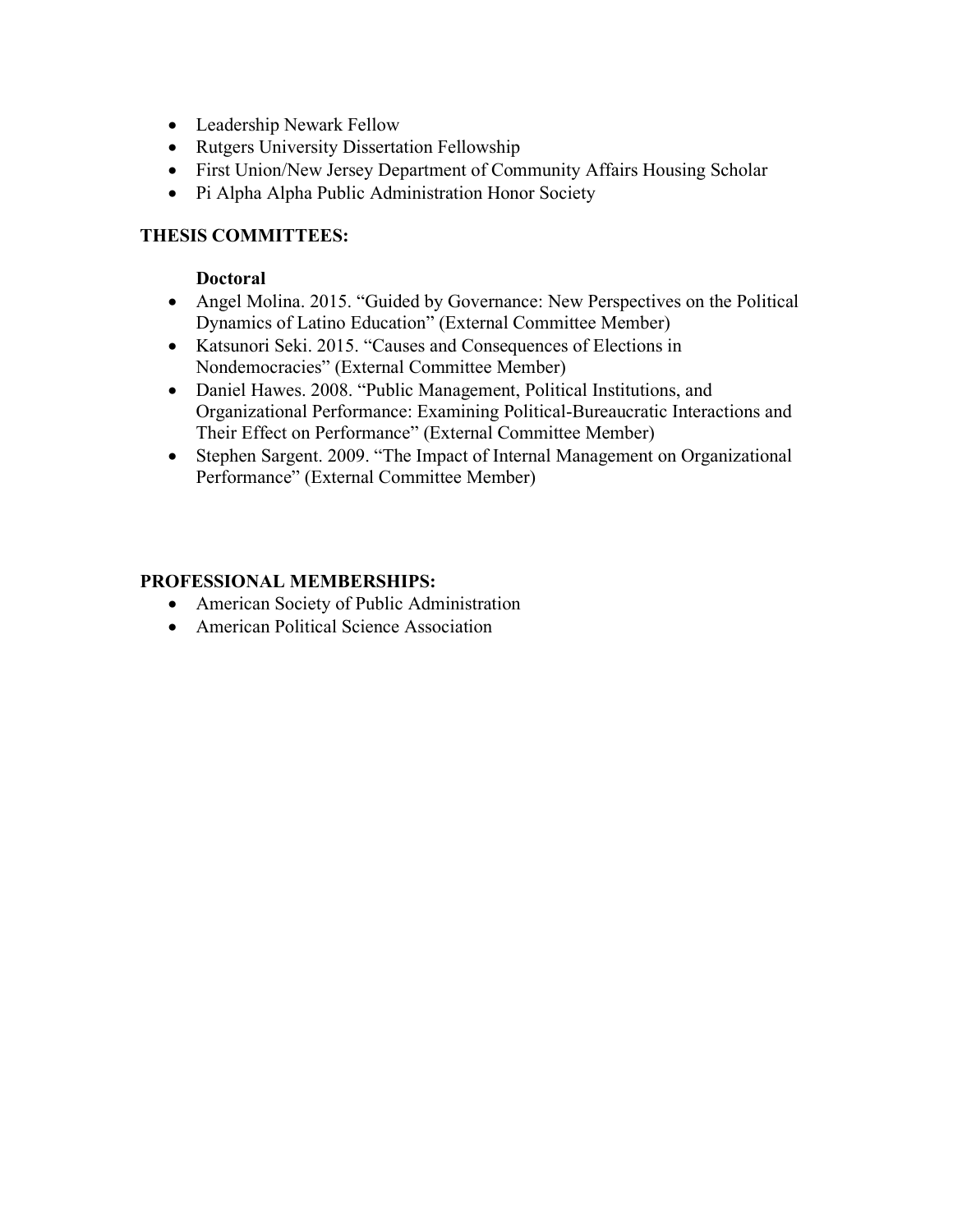- Leadership Newark Fellow
- Rutgers University Dissertation Fellowship
- First Union/New Jersey Department of Community Affairs Housing Scholar
- Pi Alpha Alpha Public Administration Honor Society

**THESIS COMMITTEES:**

**Doctoral**

- Angel Molina. 2015. "Guided by Governance: New Perspectives on the Political Dynamics of Latino Education" (External Committee Member)
- Katsunori Seki. 2015. "Causes and Consequences of Elections in Nondemocracies" (External Committee Member)
- Daniel Hawes. 2008. "Public Management, Political Institutions, and Organizational Performance: Examining Political-Bureaucratic Interactions and Their Effect on Performance" (External Committee Member)
- Stephen Sargent. 2009. "The Impact of Internal Management on Organizational Performance" (External Committee Member)

**PROFESSIONAL MEMBERSHIPS:**

- American Society of Public Administration
- American Political Science Association